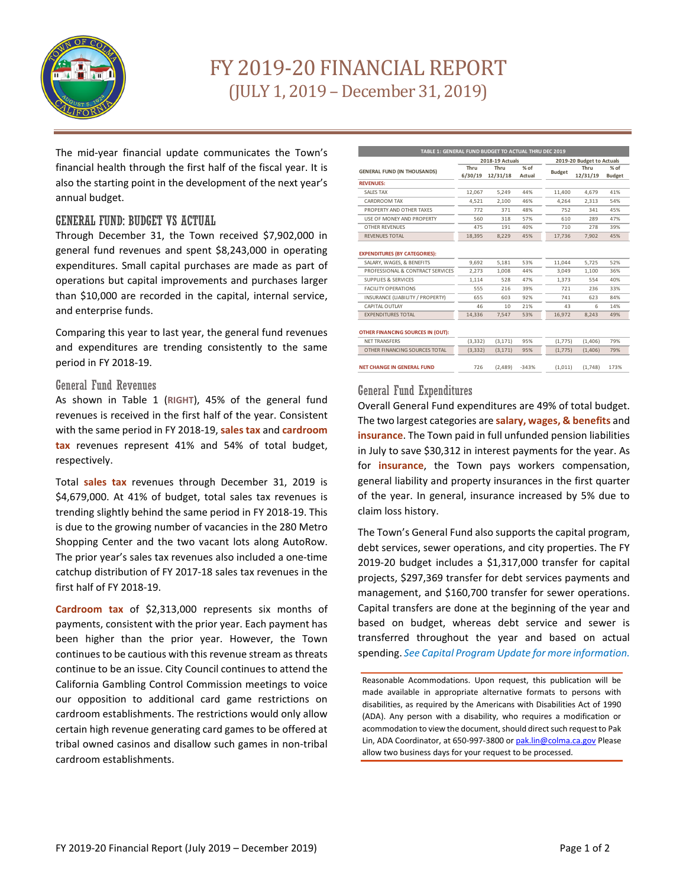// Conversion
# FY 2019-20 FINANCIAL REPORT
## (JULY 1, 2019 – December 31, 2019)

The mid-year financial update communicates the Town's financial health through the first half of the fiscal year. It is also the starting point in the development of the next year's annual budget.

## GENERAL FUND: BUDGET VS ACTUAL

Through December 31, the Town received $7,902,000 in general fund revenues and spent $8,243,000 in operating expenditures. Small capital purchases are made as part of operations but capital improvements and purchases larger than $10,000 are recorded in the capital, internal service, and enterprise funds.

Comparing this year to last year, the general fund revenues and expenditures are trending consistently to the same period in FY 2018-19.

### General Fund Revenues

As shown in Table 1 (**RIGHT**), 45% of the general fund revenues is received in the first half of the year. Consistent with the same period in FY 2018-19, **sales tax** and **cardroom tax** revenues represent 41% and 54% of total budget, respectively.

Total **sales tax** revenues through December 31, 2019 is $4,679,000. At 41% of budget, total sales tax revenues is trending slightly behind the same period in FY 2018-19. This is due to the growing number of vacancies in the 280 Metro Shopping Center and the two vacant lots along AutoRow. The prior year's sales tax revenues also included a one-time catchup distribution of FY 2017-18 sales tax revenues in the first half of FY 2018-19.

**Cardroom tax** of $2,313,000 represents six months of payments, consistent with the prior year. Each payment has been higher than the prior year. However, the Town continues to be cautious with this revenue stream as threats continue to be an issue. City Council continues to attend the California Gambling Control Commission meetings to voice our opposition to additional card game restrictions on cardroom establishments. The restrictions would only allow certain high revenue generating card games to be offered at tribal owned casinos and disallow such games in non-tribal cardroom establishments.

**TABLE 1: GENERAL FUND BUDGET TO ACTUAL THRU DEC 2019**

| GENERAL FUND (IN THOUSANDS) | 2018-19 Actuals | | | 2019-20 Budget to Actuals | | |
|---|---|---|---|---|---|---|
| | Thru 6/30/19 | Thru 12/31/18 | % of Actual | Budget | Thru 12/31/19 | % of Budget |
| **REVENUES:** | | | | | | |
| SALES TAX | 12,067 | 5,249 | 44% | 11,400 | 4,679 | 41% |
| CARDROOM TAX | 4,521 | 2,100 | 46% | 4,264 | 2,313 | 54% |
| PROPERTY AND OTHER TAXES | 772 | 371 | 48% | 752 | 341 | 45% |
| USE OF MONEY AND PROPERTY | 560 | 318 | 57% | 610 | 289 | 47% |
| OTHER REVENUES | 475 | 191 | 40% | 710 | 278 | 39% |
| REVENUES TOTAL | 18,395 | 8,229 | 45% | 17,736 | 7,902 | 45% |
| **EXPENDITURES (BY CATEGORIES):** | | | | | | |
| SALARY, WAGES, & BENEFITS | 9,692 | 5,181 | 53% | 11,044 | 5,725 | 52% |
| PROFESSIONAL & CONTRACT SERVICES | 2,273 | 1,008 | 44% | 3,049 | 1,100 | 36% |
| SUPPLIES & SERVICES | 1,114 | 528 | 47% | 1,373 | 554 | 40% |
| FACILITY OPERATIONS | 555 | 216 | 39% | 721 | 236 | 33% |
| INSURANCE (LIABILITY / PROPERTY) | 655 | 603 | 92% | 741 | 623 | 84% |
| CAPITAL OUTLAY | 46 | 10 | 21% | 43 | 6 | 14% |
| EXPENDITURES TOTAL | 14,336 | 7,547 | 53% | 16,972 | 8,243 | 49% |
| **OTHER FINANCING SOURCES IN (OUT):** | | | | | | |
| NET TRANSFERS | (3,332) | (3,171) | 95% | (1,775) | (1,406) | 79% |
| OTHER FINANCING SOURCES TOTAL | (3,332) | (3,171) | 95% | (1,775) | (1,406) | 79% |
| **NET CHANGE IN GENERAL FUND** | 726 | (2,489) | -343% | (1,011) | (1,748) | 173% |

### General Fund Expenditures

Overall General Fund expenditures are 49% of total budget. The two largest categories are **salary, wages, & benefits** and **insurance**. The Town paid in full unfunded pension liabilities in July to save $30,312 in interest payments for the year. As for **insurance**, the Town pays workers compensation, general liability and property insurances in the first quarter of the year. In general, insurance increased by 5% due to claim loss history.

The Town's General Fund also supports the capital program, debt services, sewer operations, and city properties. The FY 2019-20 budget includes a $1,317,000 transfer for capital projects, $297,369 transfer for debt services payments and management, and $160,700 transfer for sewer operations. Capital transfers are done at the beginning of the year and based on budget, whereas debt service and sewer is transferred throughout the year and based on actual spending. *See Capital Program Update for more information.*

Reasonable Acommodations. Upon request, this publication will be made available in appropriate alternative formats to persons with disabilities, as required by the Americans with Disabilities Act of 1990 (ADA). Any person with a disability, who requires a modification or acommodation to view the document, should direct such request to Pak Lin, ADA Coordinator, at 650-997-3800 or pak.lin@colma.ca.gov Please allow two business days for your request to be processed.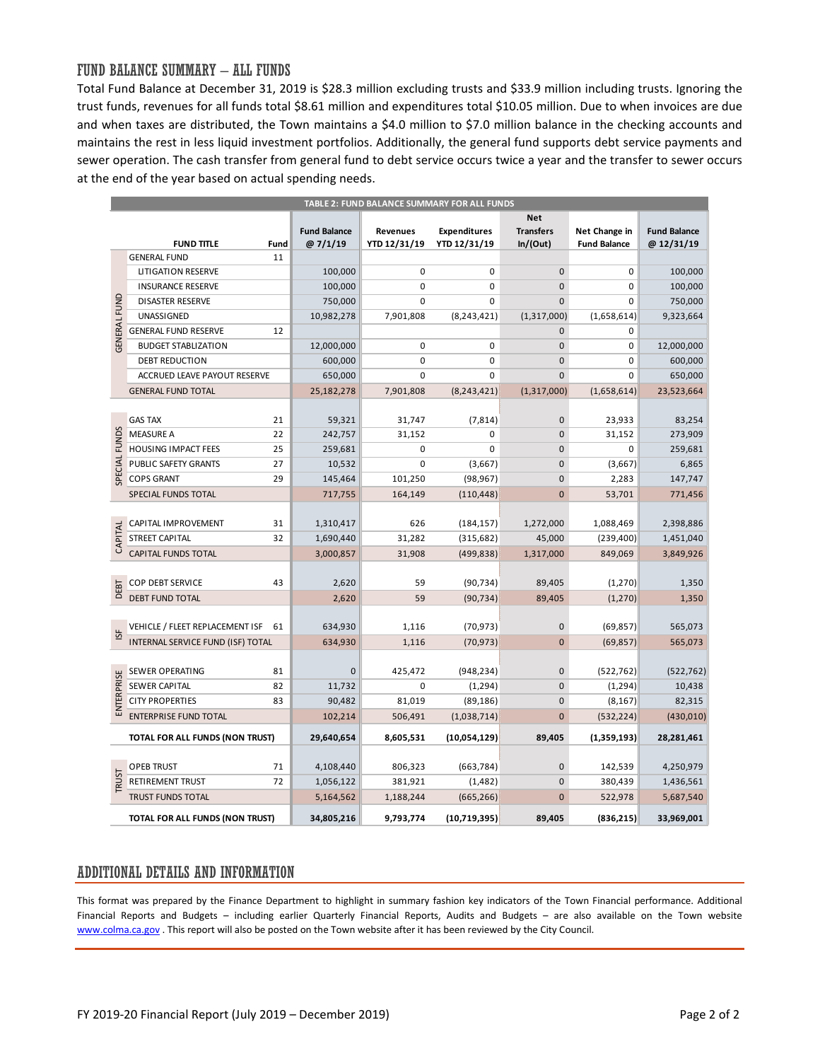## FUND BALANCE SUMMARY – ALL FUNDS

Total Fund Balance at December 31, 2019 is $28.3 million excluding trusts and $33.9 million including trusts. Ignoring the trust funds, revenues for all funds total $8.61 million and expenditures total $10.05 million. Due to when invoices are due and when taxes are distributed, the Town maintains a $4.0 million to $7.0 million balance in the checking accounts and maintains the rest in less liquid investment portfolios. Additionally, the general fund supports debt service payments and sewer operation. The cash transfer from general fund to debt service occurs twice a year and the transfer to sewer occurs at the end of the year based on actual spending needs.

**TABLE 2: FUND BALANCE SUMMARY FOR ALL FUNDS**

| | FUND TITLE | Fund | Fund Balance @ 7/1/19 | Revenues YTD 12/31/19 | Expenditures YTD 12/31/19 | Net Transfers In/(Out) | Net Change in Fund Balance | Fund Balance @ 12/31/19 |
|---|---|---|---|---|---|---|---|---|
| GENERAL FUND | GENERAL FUND | 11 | | | | | | |
| | LITIGATION RESERVE | | 100,000 | 0 | 0 | 0 | 0 | 100,000 |
| | INSURANCE RESERVE | | 100,000 | 0 | 0 | 0 | 0 | 100,000 |
| | DISASTER RESERVE | | 750,000 | 0 | 0 | 0 | 0 | 750,000 |
| | UNASSIGNED | | 10,982,278 | 7,901,808 | (8,243,421) | (1,317,000) | (1,658,614) | 9,323,664 |
| | GENERAL FUND RESERVE | 12 | | | | 0 | 0 | |
| | BUDGET STABLIZATION | | 12,000,000 | 0 | 0 | 0 | 0 | 12,000,000 |
| | DEBT REDUCTION | | 600,000 | 0 | 0 | 0 | 0 | 600,000 |
| | ACCRUED LEAVE PAYOUT RESERVE | | 650,000 | 0 | 0 | 0 | 0 | 650,000 |
| | GENERAL FUND TOTAL | | 25,182,278 | 7,901,808 | (8,243,421) | (1,317,000) | (1,658,614) | 23,523,664 |
| SPECIAL FUNDS | GAS TAX | 21 | 59,321 | 31,747 | (7,814) | 0 | 23,933 | 83,254 |
| | MEASURE A | 22 | 242,757 | 31,152 | 0 | 0 | 31,152 | 273,909 |
| | HOUSING IMPACT FEES | 25 | 259,681 | 0 | 0 | 0 | 0 | 259,681 |
| | PUBLIC SAFETY GRANTS | 27 | 10,532 | 0 | (3,667) | 0 | (3,667) | 6,865 |
| | COPS GRANT | 29 | 145,464 | 101,250 | (98,967) | 0 | 2,283 | 147,747 |
| | SPECIAL FUNDS TOTAL | | 717,755 | 164,149 | (110,448) | 0 | 53,701 | 771,456 |
| CAPITAL | CAPITAL IMPROVEMENT | 31 | 1,310,417 | 626 | (184,157) | 1,272,000 | 1,088,469 | 2,398,886 |
| | STREET CAPITAL | 32 | 1,690,440 | 31,282 | (315,682) | 45,000 | (239,400) | 1,451,040 |
| | CAPITAL FUNDS TOTAL | | 3,000,857 | 31,908 | (499,838) | 1,317,000 | 849,069 | 3,849,926 |
| DEBT | COP DEBT SERVICE | 43 | 2,620 | 59 | (90,734) | 89,405 | (1,270) | 1,350 |
| | DEBT FUND TOTAL | | 2,620 | 59 | (90,734) | 89,405 | (1,270) | 1,350 |
| ISF | VEHICLE / FLEET REPLACEMENT ISF | 61 | 634,930 | 1,116 | (70,973) | 0 | (69,857) | 565,073 |
| | INTERNAL SERVICE FUND (ISF) TOTAL | | 634,930 | 1,116 | (70,973) | 0 | (69,857) | 565,073 |
| ENTERPRISE | SEWER OPERATING | 81 | 0 | 425,472 | (948,234) | 0 | (522,762) | (522,762) |
| | SEWER CAPITAL | 82 | 11,732 | 0 | (1,294) | 0 | (1,294) | 10,438 |
| | CITY PROPERTIES | 83 | 90,482 | 81,019 | (89,186) | 0 | (8,167) | 82,315 |
| | ENTERPRISE FUND TOTAL | | 102,214 | 506,491 | (1,038,714) | 0 | (532,224) | (430,010) |
| | **TOTAL FOR ALL FUNDS (NON TRUST)** | | **29,640,654** | **8,605,531** | **(10,054,129)** | **89,405** | **(1,359,193)** | **28,281,461** |
| TRUST | OPEB TRUST | 71 | 4,108,440 | 806,323 | (663,784) | 0 | 142,539 | 4,250,979 |
| | RETIREMENT TRUST | 72 | 1,056,122 | 381,921 | (1,482) | 0 | 380,439 | 1,436,561 |
| | TRUST FUNDS TOTAL | | 5,164,562 | 1,188,244 | (665,266) | 0 | 522,978 | 5,687,540 |
| | **TOTAL FOR ALL FUNDS (NON TRUST)** | | **34,805,216** | **9,793,774** | **(10,719,395)** | **89,405** | **(836,215)** | **33,969,001** |

## ADDITIONAL DETAILS AND INFORMATION

This format was prepared by the Finance Department to highlight in summary fashion key indicators of the Town Financial performance. Additional Financial Reports and Budgets – including earlier Quarterly Financial Reports, Audits and Budgets – are also available on the Town website www.colma.ca.gov . This report will also be posted on the Town website after it has been reviewed by the City Council.